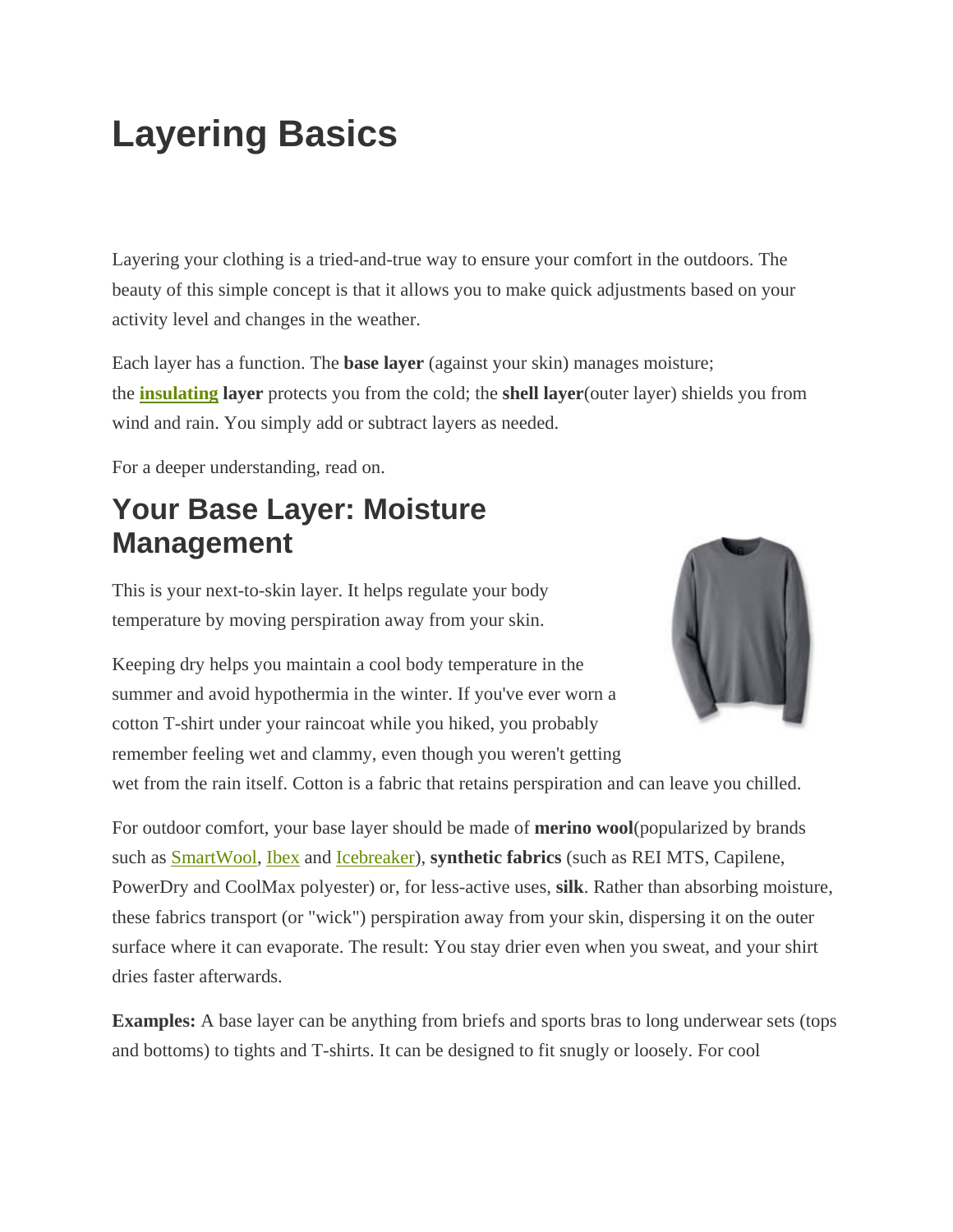# Layering Basics

Layering your clothing is a tried-and-true way to ensure your comfort in the outdoors. The beauty of this simple concept is that it allows you to make quick adjustments based on your activity level and changes in the weather.

Each layer has a function. The **base layer** (against your skin) manages moisture; the **insulating layer** protects you from the cold; the **shell layer**(outer layer) shields you from wind and rain. You simply add or subtract layers as needed.

For a deeper understanding, read on.

## Your Base Layer: Moisture Management

This is your next-to-skin layer. It helps regulate your body temperature by moving perspiration away from your skin.

Keeping dry helps you maintain a cool body temperature in the summer and avoid hypothermia in the winter. If you've ever worn a cotton T-shirt under your raincoat while you hiked, you probably remember feeling wet and clammy, even though you weren't getting wet from the rain itself. Cotton is a fabric that retains perspiration and can leave you chilled.

For outdoor comfort, your base layer should be made of **merino wool**(popularized by brands such as SmartWool, Ibex and Icebreaker), **synthetic fabrics** (such as REI MTS, Capilene, PowerDry and CoolMax polyester) or, for less-active uses, **silk**. Rather than absorbing moisture, these fabrics transport (or "wick") perspiration away from your skin, dispersing it on the outer surface where it can evaporate. The result: You stay drier even when you sweat, and your shirt dries faster afterwards.

**Examples:** A base layer can be anything from briefs and sports bras to long underwear sets (tops and bottoms) to tights and T-shirts. It can be designed to fit snugly or loosely. For cool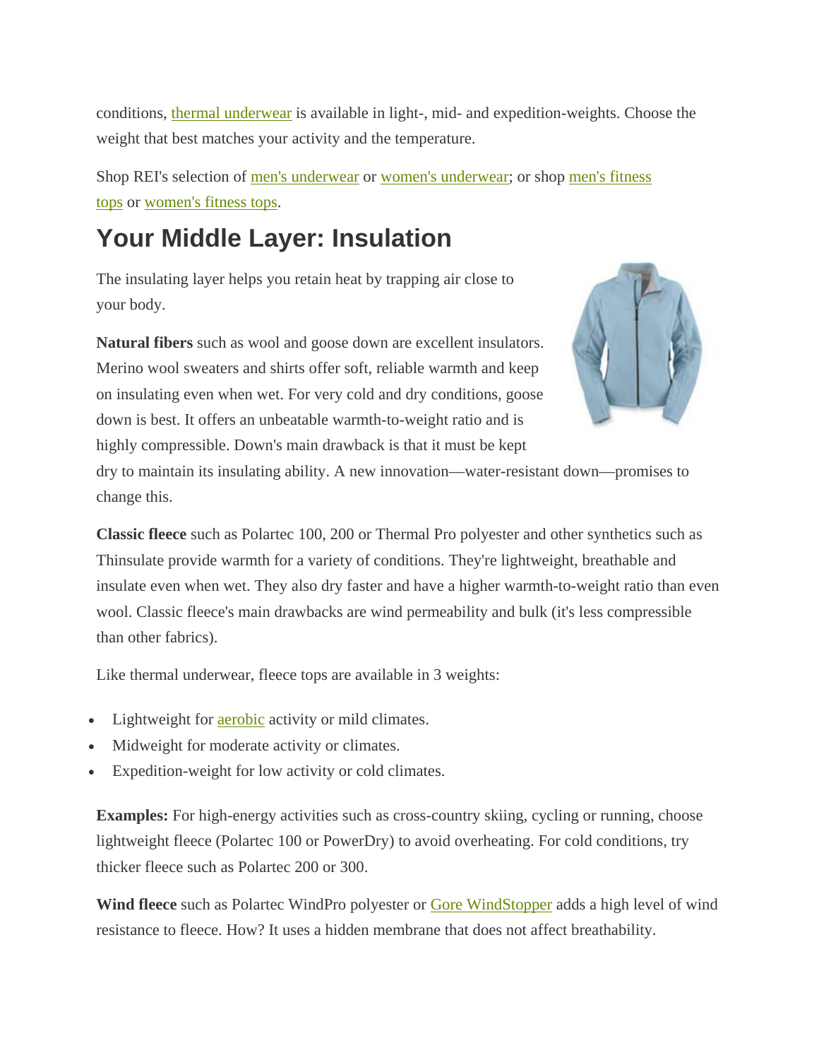conditions, thermal underwear is available in light-, mid- and expedition-weights. Choose the weight that best matches your activity and the temperature.

Shop REI's selection of men's underwear or women's underwear; or shop men's fitness tops or women's fitness tops.

## Your Middle Layer: Insulation

The insulating layer helps you retain heat by trapping air close to your body.

**Natural fibers** such as wool and goose down are excellent insulators. Merino wool sweaters and shirts offer soft, reliable warmth and keep on insulating even when wet. For very cold and dry conditions, goose down is best. It offers an unbeatable warmth-to-weight ratio and is highly compressible. Down's main drawback is that it must be kept dry to maintain its insulating ability. A new innovation—water-resistant down—promises to change this.

**Classic fleece** such as Polartec 100, 200 or Thermal Pro polyester and other synthetics such as Thinsulate provide warmth for a variety of conditions. They're lightweight, breathable and insulate even when wet. They also dry faster and have a higher warmth-to-weight ratio than even wool. Classic fleece's main drawbacks are wind permeability and bulk (it's less compressible than other fabrics).

Like thermal underwear, fleece tops are available in 3 weights:

- Lightweight for aerobic activity or mild climates.
- Midweight for moderate activity or climates.
- Expedition-weight for low activity or cold climates.

**Examples:** For high-energy activities such as cross-country skiing, cycling or running, choose lightweight fleece (Polartec 100 or PowerDry) to avoid overheating. For cold conditions, try thicker fleece such as Polartec 200 or 300.

**Wind fleece** such as Polartec WindPro polyester or Gore WindStopper adds a high level of wind resistance to fleece. How? It uses a hidden membrane that does not affect breathability.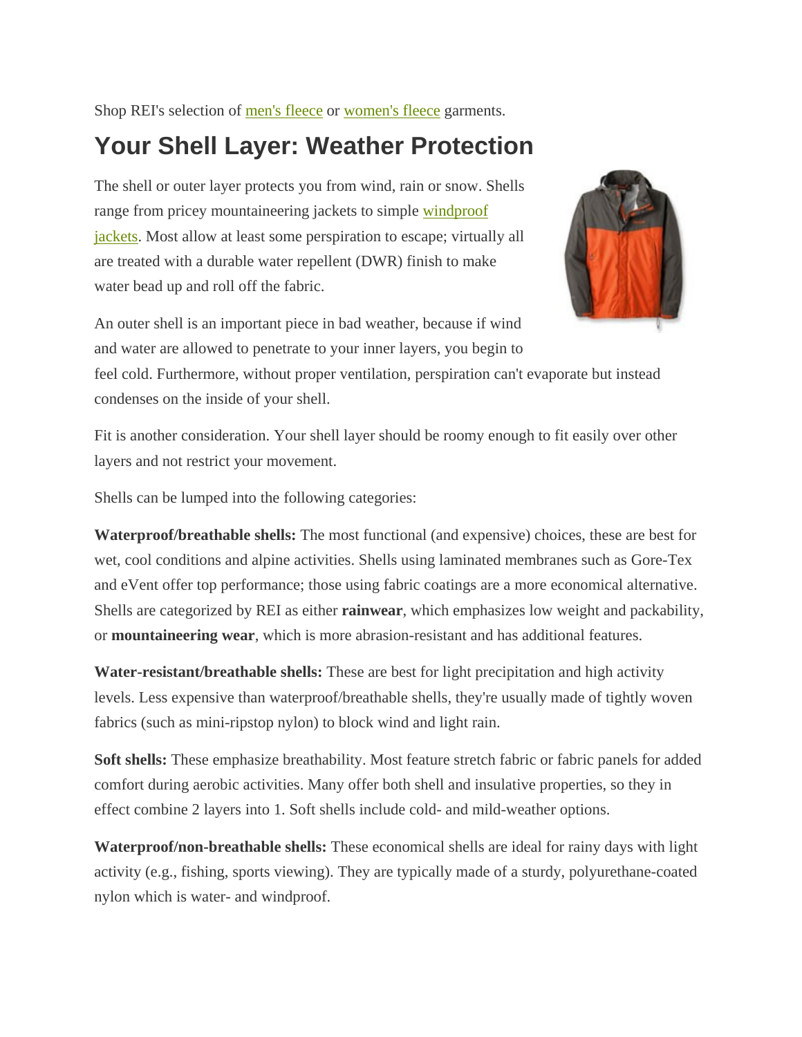Shop REI's selection of men's fleece or women's fleece garments.

## Your Shell Layer: Weather Protection

The shell or outer layer protects you from wind, rain or snow. Shells range from pricey mountaineering jackets to simple windproof jackets. Most allow at least some perspiration to escape; virtually all are treated with a durable water repellent (DWR) finish to make water bead up and roll off the fabric.

An outer shell is an important piece in bad weather, because if wind and water are allowed to penetrate to your inner layers, you begin to feel cold. Furthermore, without proper ventilation, perspiration can't evaporate but instead condenses on the inside of your shell.

Fit is another consideration. Your shell layer should be roomy enough to fit easily over other layers and not restrict your movement.

Shells can be lumped into the following categories:

**Waterproof/breathable shells:** The most functional (and expensive) choices, these are best for wet, cool conditions and alpine activities. Shells using laminated membranes such as Gore-Tex and eVent offer top performance; those using fabric coatings are a more economical alternative. Shells are categorized by REI as either **rainwear**, which emphasizes low weight and packability, or **mountaineering wear**, which is more abrasion-resistant and has additional features.

**Water-resistant/breathable shells:** These are best for light precipitation and high activity levels. Less expensive than waterproof/breathable shells, they're usually made of tightly woven fabrics (such as mini-ripstop nylon) to block wind and light rain.

**Soft shells:** These emphasize breathability. Most feature stretch fabric or fabric panels for added comfort during aerobic activities. Many offer both shell and insulative properties, so they in effect combine 2 layers into 1. Soft shells include cold- and mild-weather options.

**Waterproof/non-breathable shells:** These economical shells are ideal for rainy days with light activity (e.g., fishing, sports viewing). They are typically made of a sturdy, polyurethane-coated nylon which is water- and windproof.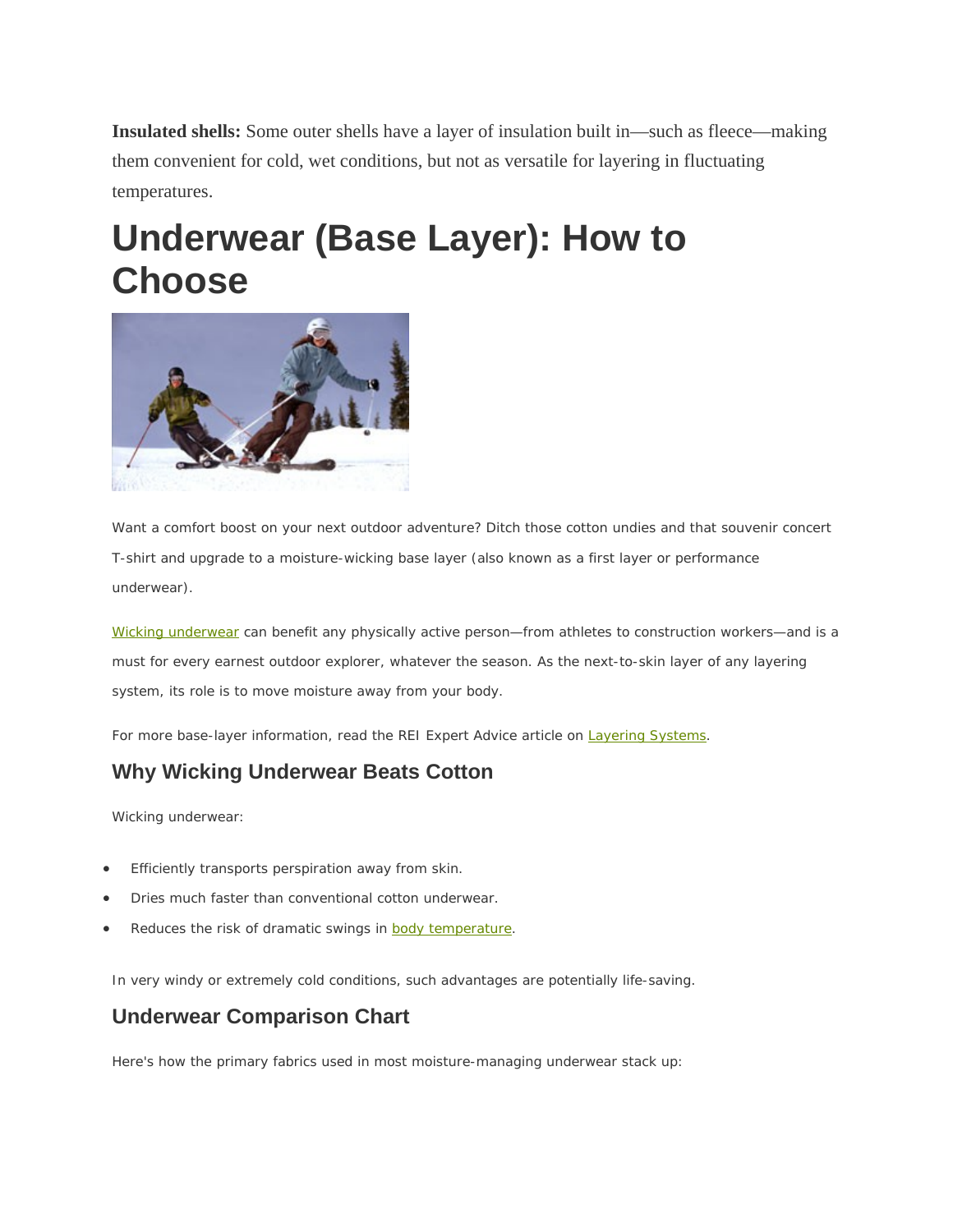**Insulated shells:** Some outer shells have a layer of insulation built in—such as fleece—making them convenient for cold, wet conditions, but not as versatile for layering in fluctuating temperatures.

# Underwear (Base Layer): How to Choose

Want a comfort boost on your next outdoor adventure? Ditch those cotton undies and that souvenir concert T-shirt and upgrade to a moisture-wicking base layer (also known as a first layer or performance underwear).

Wicking underwear can benefit any physically active person—from athletes to construction workers—and is a must for every earnest outdoor explorer, whatever the season. As the next-to-skin layer of any layering system, its role is to move moisture away from your body.

For more base-layer information, read the REI Expert Advice article on Layering Systems.

## Why Wicking Underwear Beats Cotton

Wicking underwear:

- Efficiently transports perspiration away from skin.
- Dries much faster than conventional cotton underwear.
- Reduces the risk of dramatic swings in body temperature.

In very windy or extremely cold conditions, such advantages are potentially life-saving.

## Underwear Comparison Chart

Here's how the primary fabrics used in most moisture-managing underwear stack up: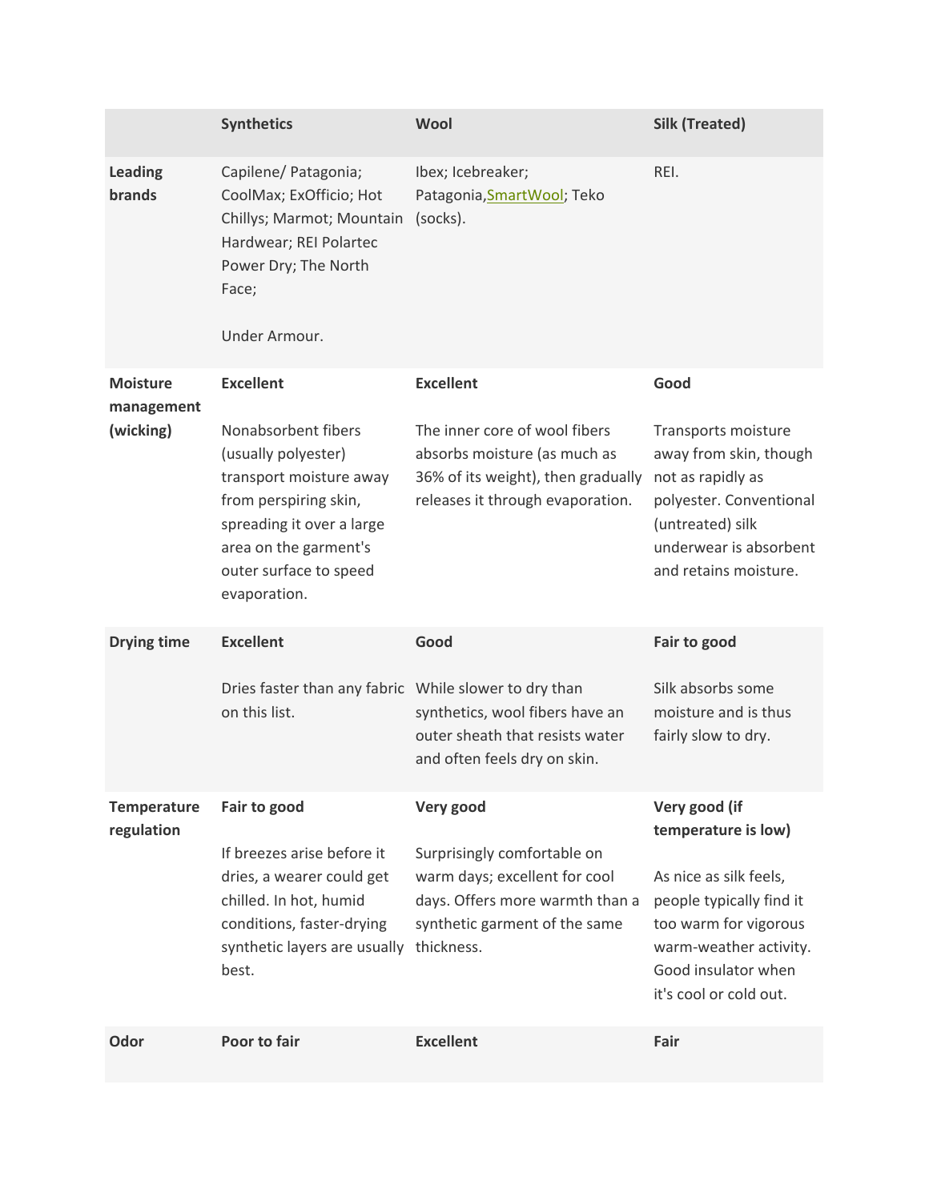| | Synthetics | Wool | Silk (Treated) |
|---|---|---|---|
| **Leading brands** | Capilene/ Patagonia; CoolMax; ExOfficio; Hot Chillys; Marmot; Mountain Hardwear; REI Polartec Power Dry; The North Face;<br><br>Under Armour. | Ibex; Icebreaker; Patagonia,SmartWool; Teko (socks). | REI. |
| **Moisture management (wicking)** | **Excellent**<br><br>Nonabsorbent fibers (usually polyester) transport moisture away from perspiring skin, spreading it over a large area on the garment's outer surface to speed evaporation. | **Excellent**<br><br>The inner core of wool fibers absorbs moisture (as much as 36% of its weight), then gradually releases it through evaporation. | **Good**<br><br>Transports moisture away from skin, though not as rapidly as polyester. Conventional (untreated) silk underwear is absorbent and retains moisture. |
| **Drying time** | **Excellent**<br><br>Dries faster than any fabric on this list. | **Good**<br><br>While slower to dry than synthetics, wool fibers have an outer sheath that resists water and often feels dry on skin. | **Fair to good**<br><br>Silk absorbs some moisture and is thus fairly slow to dry. |
| **Temperature regulation** | **Fair to good**<br><br>If breezes arise before it dries, a wearer could get chilled. In hot, humid conditions, faster-drying synthetic layers are usually best. | **Very good**<br><br>Surprisingly comfortable on warm days; excellent for cool days. Offers more warmth than a synthetic garment of the same thickness. | **Very good (if temperature is low)**<br><br>As nice as silk feels, people typically find it too warm for vigorous warm-weather activity. Good insulator when it's cool or cold out. |
| **Odor** | **Poor to fair** | **Excellent** | **Fair** |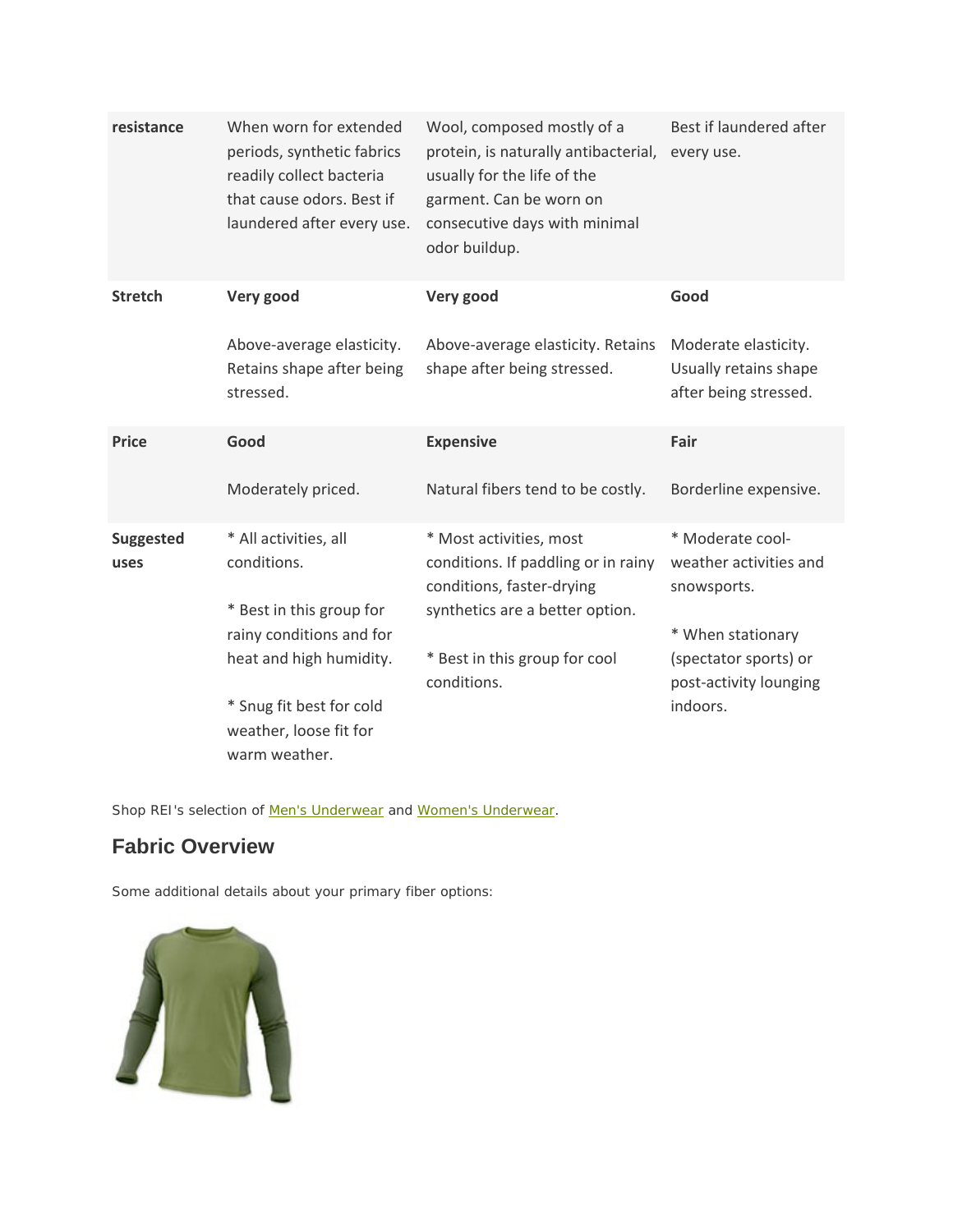| | | | |
|---|---|---|---|
| **resistance** | When worn for extended periods, synthetic fabrics readily collect bacteria that cause odors. Best if laundered after every use. | Wool, composed mostly of a protein, is naturally antibacterial, usually for the life of the garment. Can be worn on consecutive days with minimal odor buildup. | Best if laundered after every use. |
| **Stretch** | **Very good**<br><br>Above-average elasticity. Retains shape after being stressed. | **Very good**<br><br>Above-average elasticity. Retains shape after being stressed. | **Good**<br><br>Moderate elasticity. Usually retains shape after being stressed. |
| **Price** | **Good**<br><br>Moderately priced. | **Expensive**<br><br>Natural fibers tend to be costly. | **Fair**<br><br>Borderline expensive. |
| **Suggested uses** | * All activities, all conditions.<br><br>* Best in this group for rainy conditions and for heat and high humidity.<br><br>* Snug fit best for cold weather, loose fit for warm weather. | * Most activities, most conditions. If paddling or in rainy conditions, faster-drying synthetics are a better option.<br><br>* Best in this group for cool conditions. | * Moderate cool-weather activities and snowsports.<br><br>* When stationary (spectator sports) or post-activity lounging indoors. |

Shop REI's selection of Men's Underwear and Women's Underwear.

## Fabric Overview

Some additional details about your primary fiber options: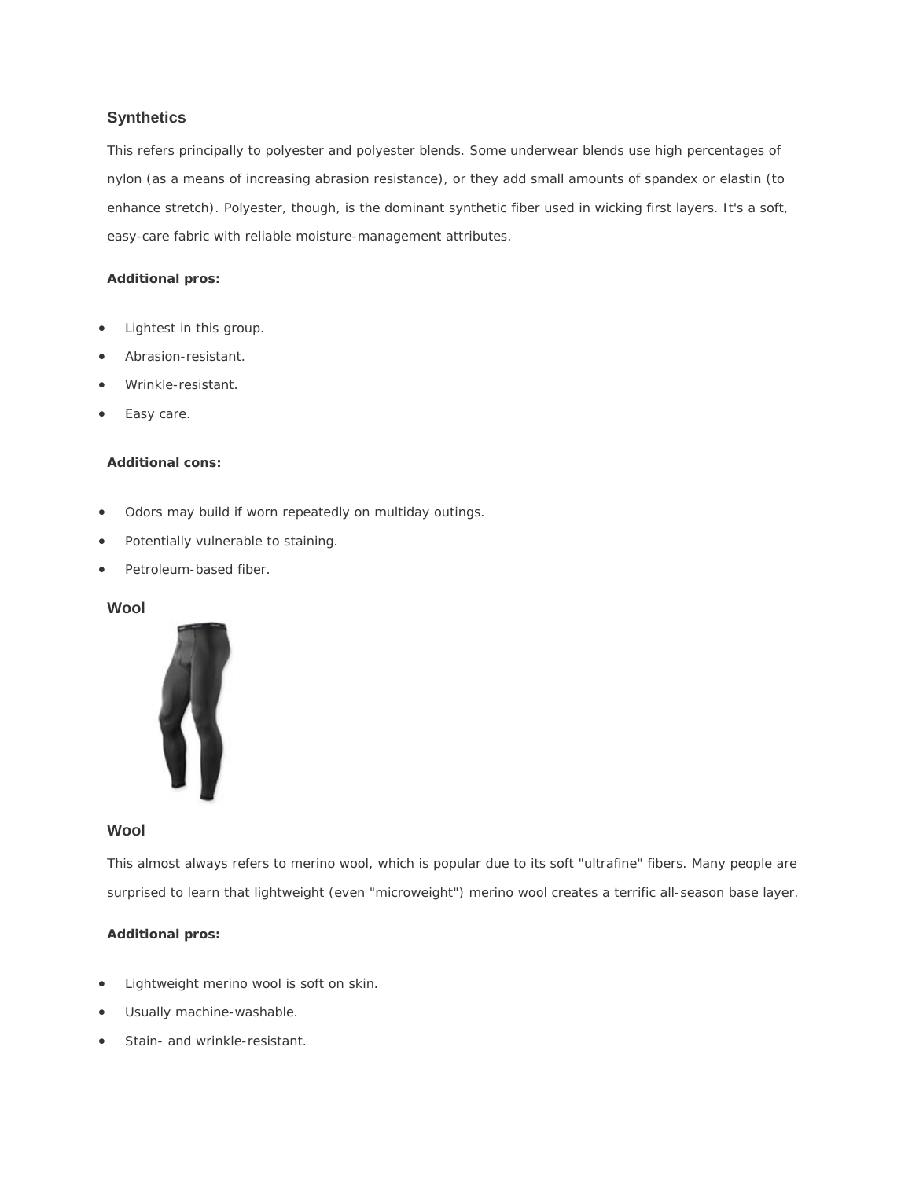### Synthetics

This refers principally to polyester and polyester blends. Some underwear blends use high percentages of nylon (as a means of increasing abrasion resistance), or they add small amounts of spandex or elastin (to enhance stretch). Polyester, though, is the dominant synthetic fiber used in wicking first layers. It's a soft, easy-care fabric with reliable moisture-management attributes.

**Additional pros:**

- Lightest in this group.
- Abrasion-resistant.
- Wrinkle-resistant.
- Easy care.

**Additional cons:**

- Odors may build if worn repeatedly on multiday outings.
- Potentially vulnerable to staining.
- Petroleum-based fiber.

### Wool

### Wool

This almost always refers to merino wool, which is popular due to its soft "ultrafine" fibers. Many people are surprised to learn that lightweight (even "microweight") merino wool creates a terrific all-season base layer.

**Additional pros:**

- Lightweight merino wool is soft on skin.
- Usually machine-washable.
- Stain- and wrinkle-resistant.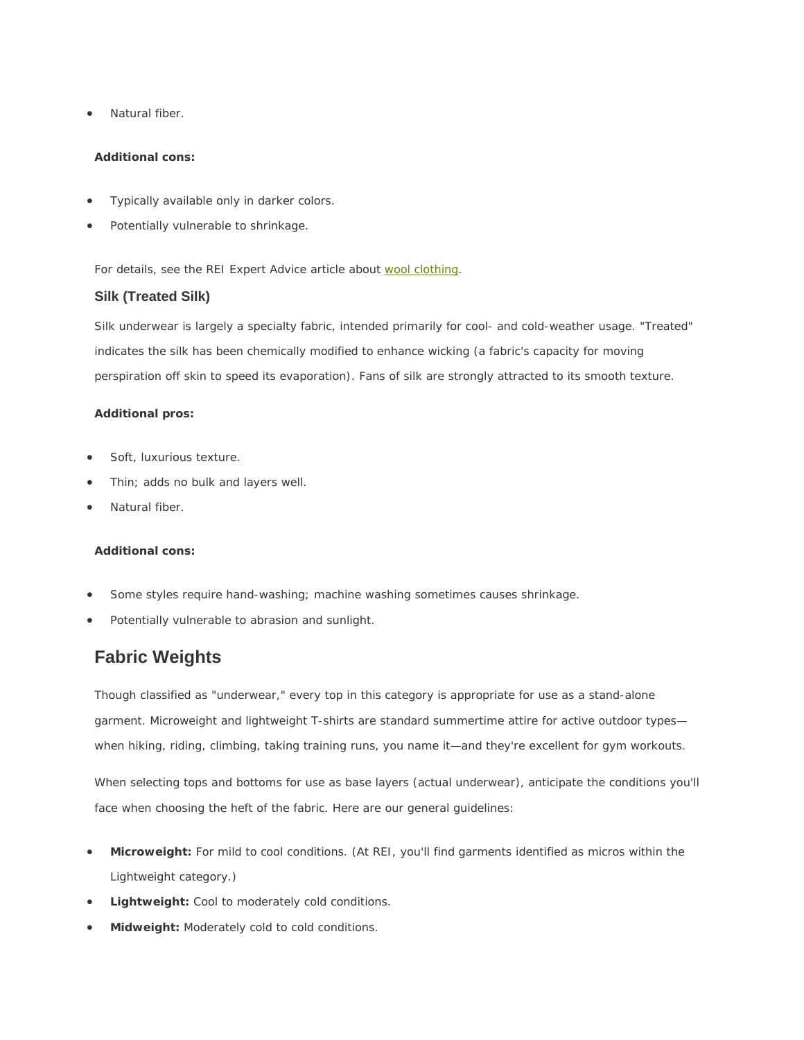- Natural fiber.

**Additional cons:**

- Typically available only in darker colors.
- Potentially vulnerable to shrinkage.

For details, see the REI Expert Advice article about wool clothing.

### Silk (Treated Silk)

Silk underwear is largely a specialty fabric, intended primarily for cool- and cold-weather usage. "Treated" indicates the silk has been chemically modified to enhance wicking (a fabric's capacity for moving perspiration off skin to speed its evaporation). Fans of silk are strongly attracted to its smooth texture.

**Additional pros:**

- Soft, luxurious texture.
- Thin; adds no bulk and layers well.
- Natural fiber.

**Additional cons:**

- Some styles require hand-washing; machine washing sometimes causes shrinkage.
- Potentially vulnerable to abrasion and sunlight.

## Fabric Weights

Though classified as "underwear," every top in this category is appropriate for use as a stand-alone garment. Microweight and lightweight T-shirts are standard summertime attire for active outdoor types—when hiking, riding, climbing, taking training runs, you name it—and they're excellent for gym workouts.

When selecting tops and bottoms for use as base layers (actual underwear), anticipate the conditions you'll face when choosing the heft of the fabric. Here are our general guidelines:

- **Microweight:** For mild to cool conditions. (At REI, you'll find garments identified as micros within the Lightweight category.)
- **Lightweight:** Cool to moderately cold conditions.
- **Midweight:** Moderately cold to cold conditions.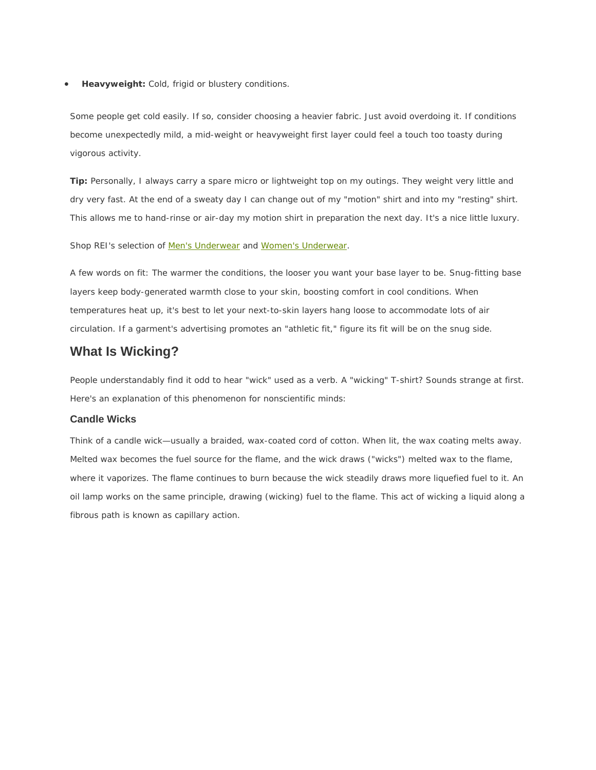- **Heavyweight:** Cold, frigid or blustery conditions.

Some people get cold easily. If so, consider choosing a heavier fabric. Just avoid overdoing it. If conditions become unexpectedly mild, a mid-weight or heavyweight first layer could feel a touch too toasty during vigorous activity.

**Tip:** Personally, I always carry a spare micro or lightweight top on my outings. They weight very little and dry very fast. At the end of a sweaty day I can change out of my "motion" shirt and into my "resting" shirt. This allows me to hand-rinse or air-day my motion shirt in preparation the next day. It's a nice little luxury.

Shop REI's selection of Men's Underwear and Women's Underwear.

A few words on fit: The warmer the conditions, the looser you want your base layer to be. Snug-fitting base layers keep body-generated warmth close to your skin, boosting comfort in cool conditions. When temperatures heat up, it's best to let your next-to-skin layers hang loose to accommodate lots of air circulation. If a garment's advertising promotes an "athletic fit," figure its fit will be on the snug side.

## What Is Wicking?

People understandably find it odd to hear "wick" used as a verb. A "wicking" T-shirt? Sounds strange at first. Here's an explanation of this phenomenon for nonscientific minds:

### Candle Wicks

Think of a candle wick—usually a braided, wax-coated cord of cotton. When lit, the wax coating melts away. Melted wax becomes the fuel source for the flame, and the wick draws ("wicks") melted wax to the flame, where it vaporizes. The flame continues to burn because the wick steadily draws more liquefied fuel to it. An oil lamp works on the same principle, drawing (wicking) fuel to the flame. This act of wicking a liquid along a fibrous path is known as capillary action.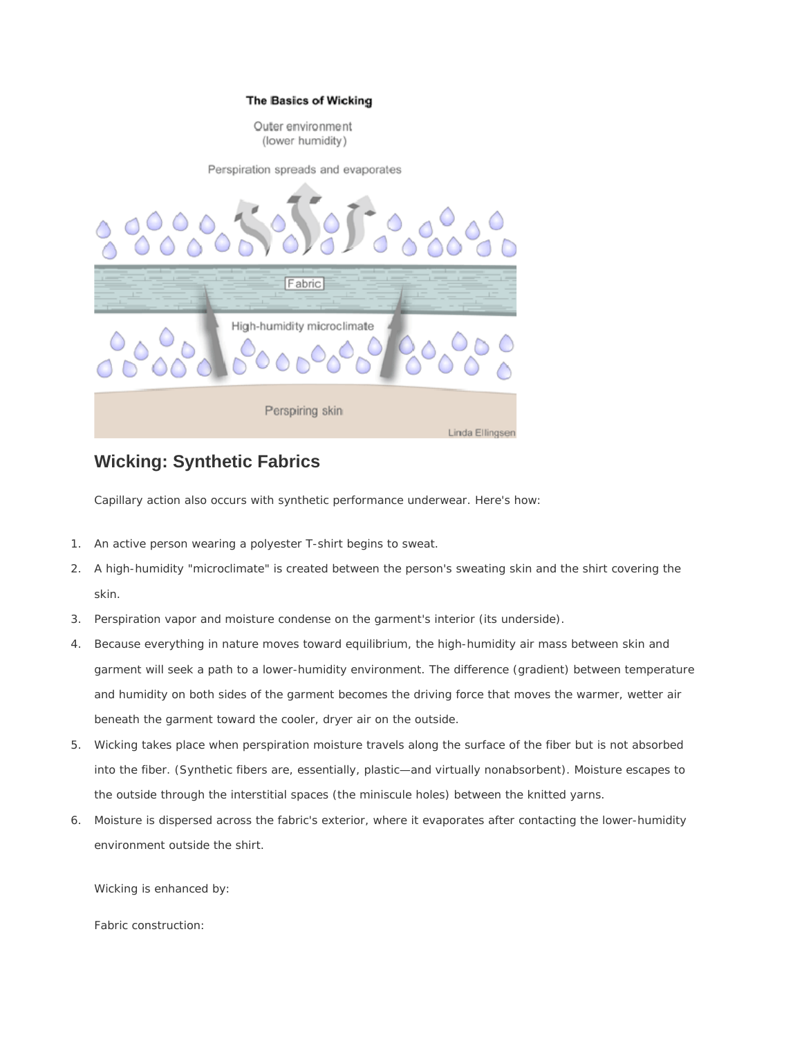## Wicking: Synthetic Fabrics

Capillary action also occurs with synthetic performance underwear. Here's how:

1. An active person wearing a polyester T-shirt begins to sweat.
2. A high-humidity "microclimate" is created between the person's sweating skin and the shirt covering the skin.
3. Perspiration vapor and moisture condense on the garment's interior (its underside).
4. Because everything in nature moves toward equilibrium, the high-humidity air mass between skin and garment will seek a path to a lower-humidity environment. The difference (gradient) between temperature and humidity on both sides of the garment becomes the driving force that moves the warmer, wetter air beneath the garment toward the cooler, dryer air on the outside.
5. Wicking takes place when perspiration moisture travels along the surface of the fiber but is not absorbed into the fiber. (Synthetic fibers are, essentially, plastic—and virtually nonabsorbent). Moisture escapes to the outside through the interstitial spaces (the miniscule holes) between the knitted yarns.
6. Moisture is dispersed across the fabric's exterior, where it evaporates after contacting the lower-humidity environment outside the shirt.

Wicking is enhanced by:

Fabric construction: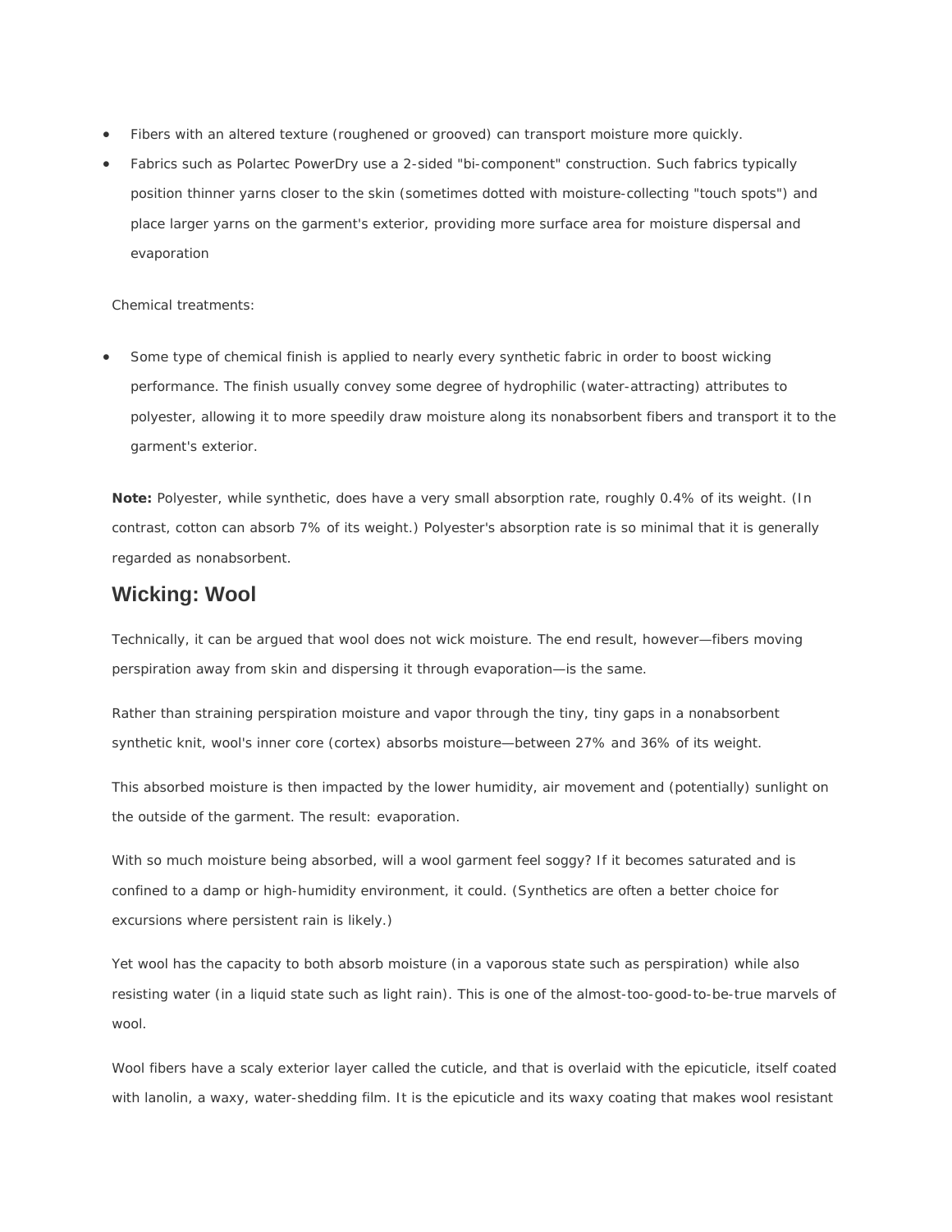- Fibers with an altered texture (roughened or grooved) can transport moisture more quickly.
- Fabrics such as Polartec PowerDry use a 2-sided "bi-component" construction. Such fabrics typically position thinner yarns closer to the skin (sometimes dotted with moisture-collecting "touch spots") and place larger yarns on the garment's exterior, providing more surface area for moisture dispersal and evaporation

Chemical treatments:

- Some type of chemical finish is applied to nearly every synthetic fabric in order to boost wicking performance. The finish usually convey some degree of hydrophilic (water-attracting) attributes to polyester, allowing it to more speedily draw moisture along its nonabsorbent fibers and transport it to the garment's exterior.

**Note:** Polyester, while synthetic, does have a very small absorption rate, roughly 0.4% of its weight. (In contrast, cotton can absorb 7% of its weight.) Polyester's absorption rate is so minimal that it is generally regarded as nonabsorbent.

## Wicking: Wool

Technically, it can be argued that wool does not wick moisture. The end result, however—fibers moving perspiration away from skin and dispersing it through evaporation—is the same.

Rather than straining perspiration moisture and vapor through the tiny, tiny gaps in a nonabsorbent synthetic knit, wool's inner core (cortex) absorbs moisture—between 27% and 36% of its weight.

This absorbed moisture is then impacted by the lower humidity, air movement and (potentially) sunlight on the outside of the garment. The result: evaporation.

With so much moisture being absorbed, will a wool garment feel soggy? If it becomes saturated and is confined to a damp or high-humidity environment, it could. (Synthetics are often a better choice for excursions where persistent rain is likely.)

Yet wool has the capacity to both absorb moisture (in a vaporous state such as perspiration) while also resisting water (in a liquid state such as light rain). This is one of the almost-too-good-to-be-true marvels of wool.

Wool fibers have a scaly exterior layer called the cuticle, and that is overlaid with the epicuticle, itself coated with lanolin, a waxy, water-shedding film. It is the epicuticle and its waxy coating that makes wool resistant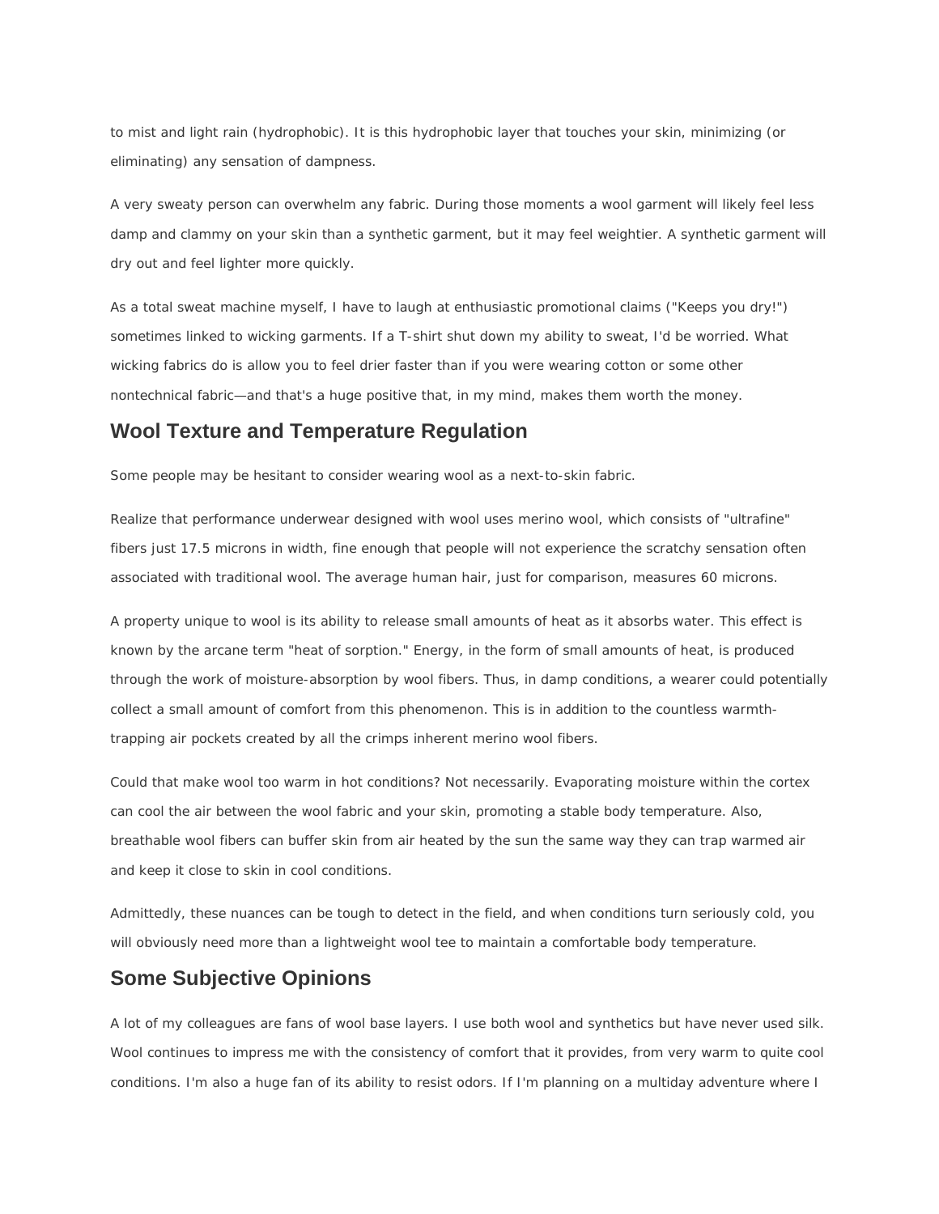to mist and light rain (hydrophobic). It is this hydrophobic layer that touches your skin, minimizing (or eliminating) any sensation of dampness.

A very sweaty person can overwhelm any fabric. During those moments a wool garment will likely feel less damp and clammy on your skin than a synthetic garment, but it may feel weightier. A synthetic garment will dry out and feel lighter more quickly.

As a total sweat machine myself, I have to laugh at enthusiastic promotional claims ("Keeps you dry!") sometimes linked to wicking garments. If a T-shirt shut down my ability to sweat, I'd be worried. What wicking fabrics do is allow you to feel drier faster than if you were wearing cotton or some other nontechnical fabric—and that's a huge positive that, in my mind, makes them worth the money.

## Wool Texture and Temperature Regulation

Some people may be hesitant to consider wearing wool as a next-to-skin fabric.

Realize that performance underwear designed with wool uses merino wool, which consists of "ultrafine" fibers just 17.5 microns in width, fine enough that people will not experience the scratchy sensation often associated with traditional wool. The average human hair, just for comparison, measures 60 microns.

A property unique to wool is its ability to release small amounts of heat as it absorbs water. This effect is known by the arcane term "heat of sorption." Energy, in the form of small amounts of heat, is produced through the work of moisture-absorption by wool fibers. Thus, in damp conditions, a wearer could potentially collect a small amount of comfort from this phenomenon. This is in addition to the countless warmth-trapping air pockets created by all the crimps inherent merino wool fibers.

Could that make wool too warm in hot conditions? Not necessarily. Evaporating moisture within the cortex can cool the air between the wool fabric and your skin, promoting a stable body temperature. Also, breathable wool fibers can buffer skin from air heated by the sun the same way they can trap warmed air and keep it close to skin in cool conditions.

Admittedly, these nuances can be tough to detect in the field, and when conditions turn seriously cold, you will obviously need more than a lightweight wool tee to maintain a comfortable body temperature.

## Some Subjective Opinions

A lot of my colleagues are fans of wool base layers. I use both wool and synthetics but have never used silk. Wool continues to impress me with the consistency of comfort that it provides, from very warm to quite cool conditions. I'm also a huge fan of its ability to resist odors. If I'm planning on a multiday adventure where I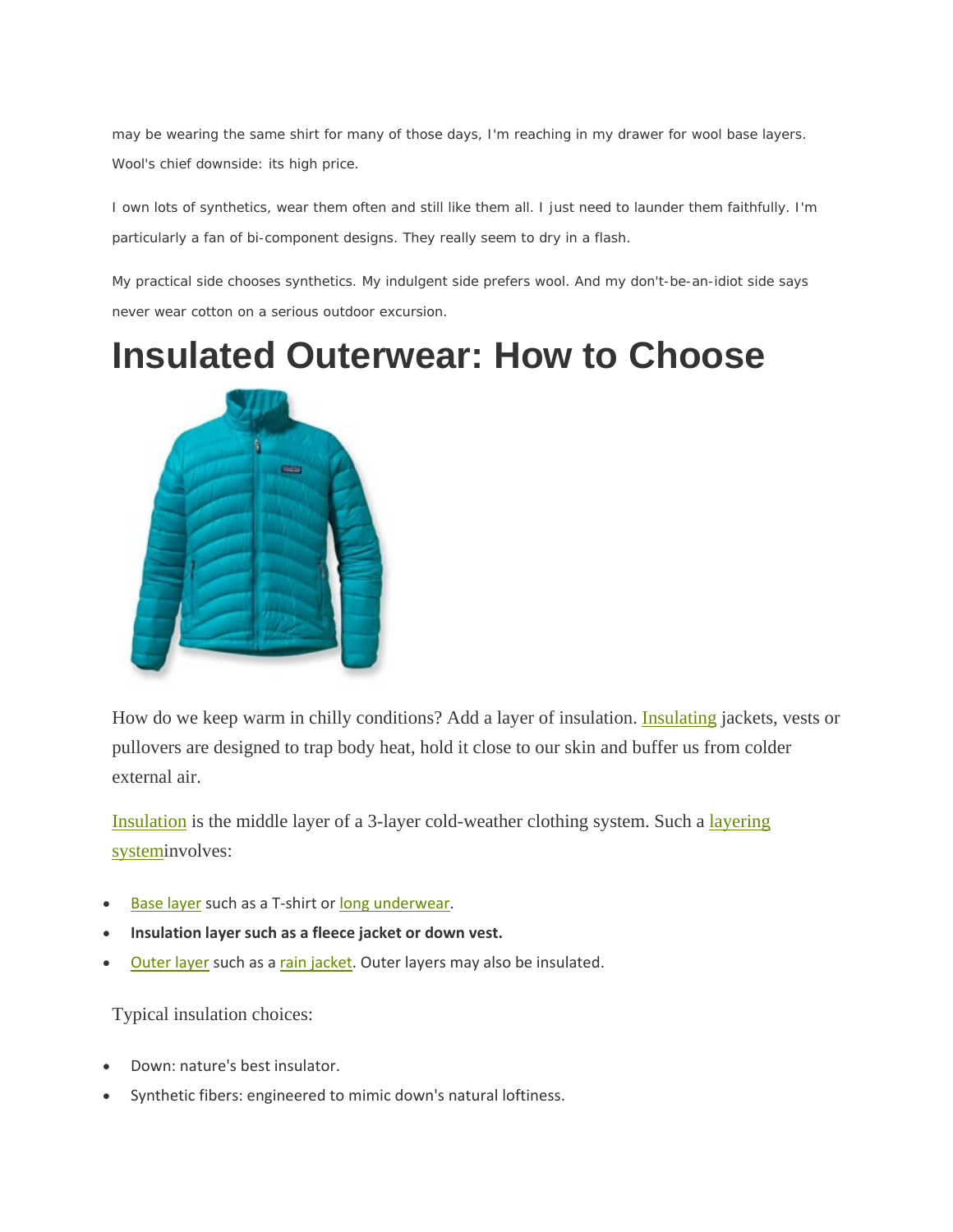may be wearing the same shirt for many of those days, I'm reaching in my drawer for wool base layers. Wool's chief downside: its high price.

I own lots of synthetics, wear them often and still like them all. I just need to launder them faithfully. I'm particularly a fan of bi-component designs. They really seem to dry in a flash.

My practical side chooses synthetics. My indulgent side prefers wool. And my don't-be-an-idiot side says never wear cotton on a serious outdoor excursion.

# Insulated Outerwear: How to Choose

How do we keep warm in chilly conditions? Add a layer of insulation. Insulating jackets, vests or pullovers are designed to trap body heat, hold it close to our skin and buffer us from colder external air.

Insulation is the middle layer of a 3-layer cold-weather clothing system. Such a layering systeminvolves:

- Base layer such as a T-shirt or long underwear.
- **Insulation layer such as a fleece jacket or down vest.**
- Outer layer such as a rain jacket. Outer layers may also be insulated.

Typical insulation choices:

- Down: nature's best insulator.
- Synthetic fibers: engineered to mimic down's natural loftiness.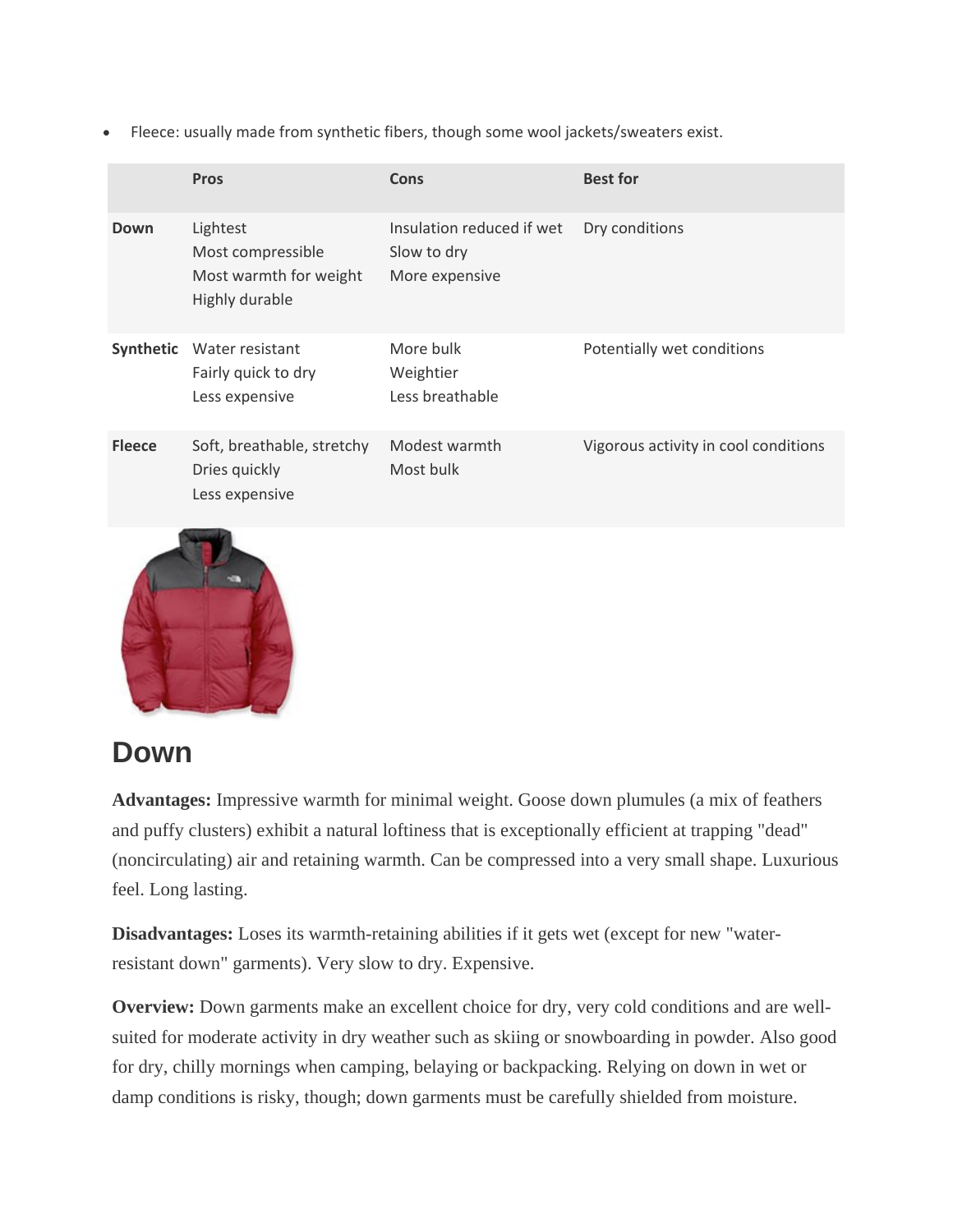- Fleece: usually made from synthetic fibers, though some wool jackets/sweaters exist.

| | Pros | Cons | Best for |
|---|---|---|---|
| **Down** | Lightest<br>Most compressible<br>Most warmth for weight<br>Highly durable | Insulation reduced if wet<br>Slow to dry<br>More expensive | Dry conditions |
| **Synthetic** | Water resistant<br>Fairly quick to dry<br>Less expensive | More bulk<br>Weightier<br>Less breathable | Potentially wet conditions |
| **Fleece** | Soft, breathable, stretchy<br>Dries quickly<br>Less expensive | Modest warmth<br>Most bulk | Vigorous activity in cool conditions |

## Down

**Advantages:** Impressive warmth for minimal weight. Goose down plumules (a mix of feathers and puffy clusters) exhibit a natural loftiness that is exceptionally efficient at trapping "dead" (noncirculating) air and retaining warmth. Can be compressed into a very small shape. Luxurious feel. Long lasting.

**Disadvantages:** Loses its warmth-retaining abilities if it gets wet (except for new "water-resistant down" garments). Very slow to dry. Expensive.

**Overview:** Down garments make an excellent choice for dry, very cold conditions and are well-suited for moderate activity in dry weather such as skiing or snowboarding in powder. Also good for dry, chilly mornings when camping, belaying or backpacking. Relying on down in wet or damp conditions is risky, though; down garments must be carefully shielded from moisture.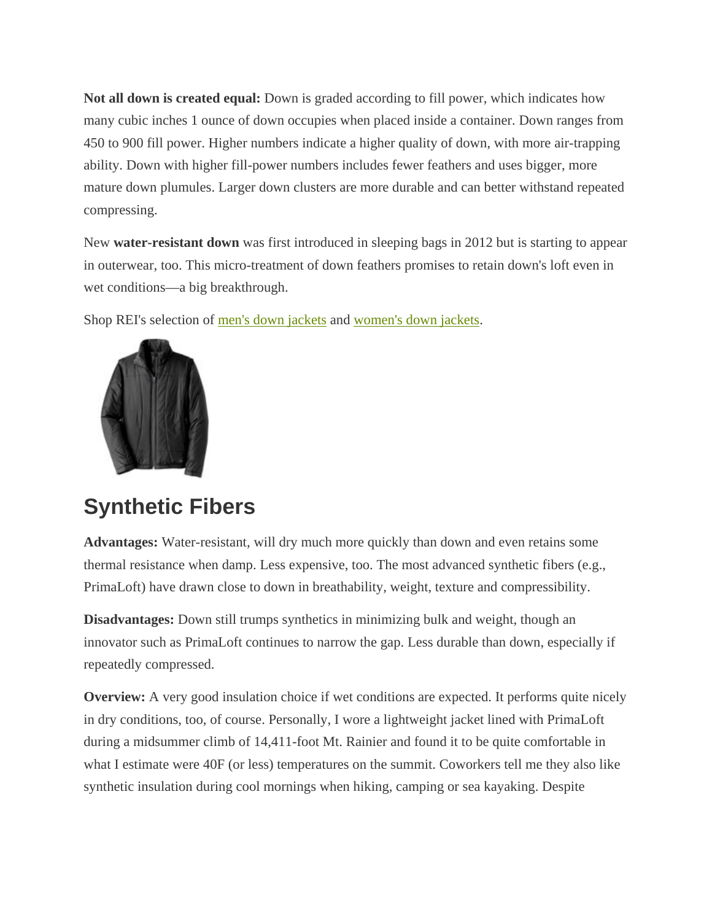**Not all down is created equal:** Down is graded according to fill power, which indicates how many cubic inches 1 ounce of down occupies when placed inside a container. Down ranges from 450 to 900 fill power. Higher numbers indicate a higher quality of down, with more air-trapping ability. Down with higher fill-power numbers includes fewer feathers and uses bigger, more mature down plumules. Larger down clusters are more durable and can better withstand repeated compressing.

New **water-resistant down** was first introduced in sleeping bags in 2012 but is starting to appear in outerwear, too. This micro-treatment of down feathers promises to retain down's loft even in wet conditions—a big breakthrough.

Shop REI's selection of men's down jackets and women's down jackets.

## Synthetic Fibers

**Advantages:** Water-resistant, will dry much more quickly than down and even retains some thermal resistance when damp. Less expensive, too. The most advanced synthetic fibers (e.g., PrimaLoft) have drawn close to down in breathability, weight, texture and compressibility.

**Disadvantages:** Down still trumps synthetics in minimizing bulk and weight, though an innovator such as PrimaLoft continues to narrow the gap. Less durable than down, especially if repeatedly compressed.

**Overview:** A very good insulation choice if wet conditions are expected. It performs quite nicely in dry conditions, too, of course. Personally, I wore a lightweight jacket lined with PrimaLoft during a midsummer climb of 14,411-foot Mt. Rainier and found it to be quite comfortable in what I estimate were 40F (or less) temperatures on the summit. Coworkers tell me they also like synthetic insulation during cool mornings when hiking, camping or sea kayaking. Despite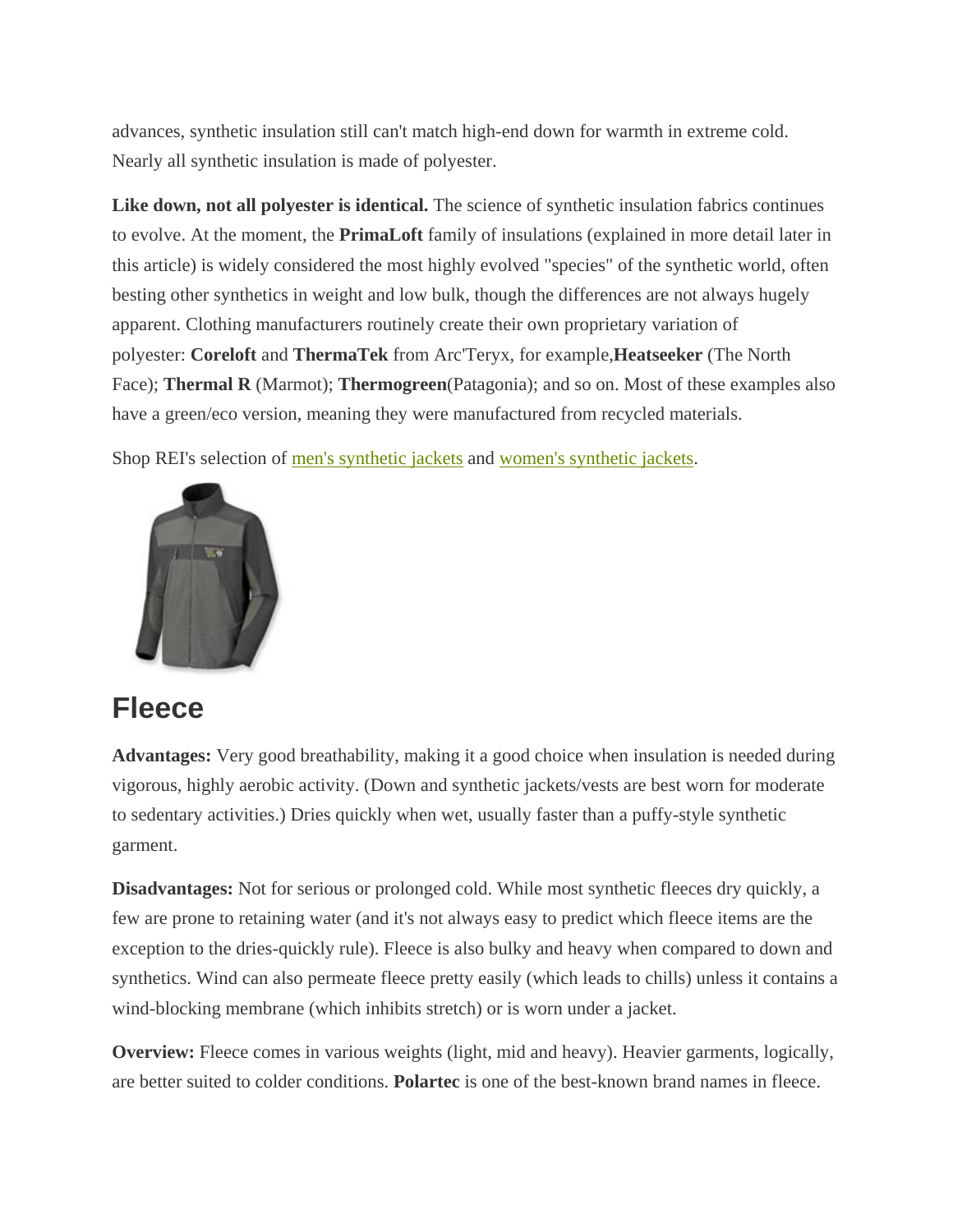advances, synthetic insulation still can't match high-end down for warmth in extreme cold. Nearly all synthetic insulation is made of polyester.

**Like down, not all polyester is identical.** The science of synthetic insulation fabrics continues to evolve. At the moment, the **PrimaLoft** family of insulations (explained in more detail later in this article) is widely considered the most highly evolved "species" of the synthetic world, often besting other synthetics in weight and low bulk, though the differences are not always hugely apparent. Clothing manufacturers routinely create their own proprietary variation of polyester: **Coreloft** and **ThermaTek** from Arc'Teryx, for example,**Heatseeker** (The North Face); **Thermal R** (Marmot); **Thermogreen**(Patagonia); and so on. Most of these examples also have a green/eco version, meaning they were manufactured from recycled materials.

Shop REI's selection of men's synthetic jackets and women's synthetic jackets.

## Fleece

**Advantages:** Very good breathability, making it a good choice when insulation is needed during vigorous, highly aerobic activity. (Down and synthetic jackets/vests are best worn for moderate to sedentary activities.) Dries quickly when wet, usually faster than a puffy-style synthetic garment.

**Disadvantages:** Not for serious or prolonged cold. While most synthetic fleeces dry quickly, a few are prone to retaining water (and it's not always easy to predict which fleece items are the exception to the dries-quickly rule). Fleece is also bulky and heavy when compared to down and synthetics. Wind can also permeate fleece pretty easily (which leads to chills) unless it contains a wind-blocking membrane (which inhibits stretch) or is worn under a jacket.

**Overview:** Fleece comes in various weights (light, mid and heavy). Heavier garments, logically, are better suited to colder conditions. **Polartec** is one of the best-known brand names in fleece.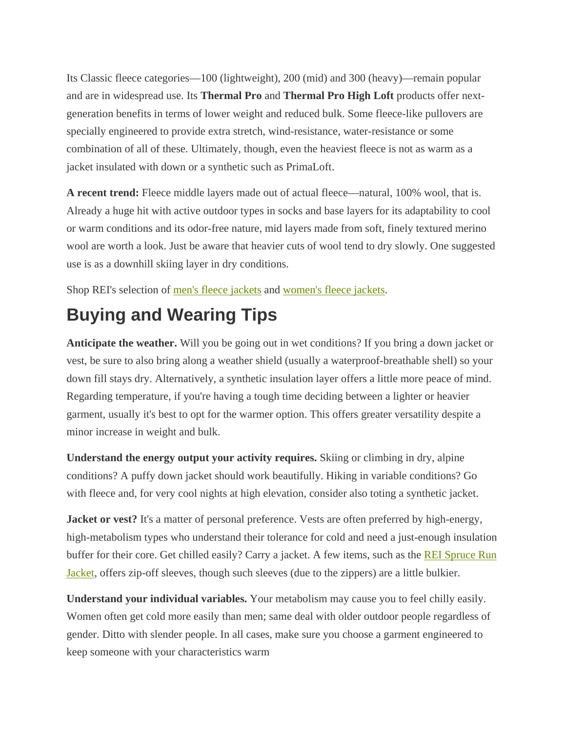Its Classic fleece categories—100 (lightweight), 200 (mid) and 300 (heavy)—remain popular and are in widespread use. Its **Thermal Pro** and **Thermal Pro High Loft** products offer next-generation benefits in terms of lower weight and reduced bulk. Some fleece-like pullovers are specially engineered to provide extra stretch, wind-resistance, water-resistance or some combination of all of these. Ultimately, though, even the heaviest fleece is not as warm as a jacket insulated with down or a synthetic such as PrimaLoft.

**A recent trend:** Fleece middle layers made out of actual fleece—natural, 100% wool, that is. Already a huge hit with active outdoor types in socks and base layers for its adaptability to cool or warm conditions and its odor-free nature, mid layers made from soft, finely textured merino wool are worth a look. Just be aware that heavier cuts of wool tend to dry slowly. One suggested use is as a downhill skiing layer in dry conditions.

Shop REI's selection of men's fleece jackets and women's fleece jackets.

## Buying and Wearing Tips

**Anticipate the weather.** Will you be going out in wet conditions? If you bring a down jacket or vest, be sure to also bring along a weather shield (usually a waterproof-breathable shell) so your down fill stays dry. Alternatively, a synthetic insulation layer offers a little more peace of mind. Regarding temperature, if you're having a tough time deciding between a lighter or heavier garment, usually it's best to opt for the warmer option. This offers greater versatility despite a minor increase in weight and bulk.

**Understand the energy output your activity requires.** Skiing or climbing in dry, alpine conditions? A puffy down jacket should work beautifully. Hiking in variable conditions? Go with fleece and, for very cool nights at high elevation, consider also toting a synthetic jacket.

**Jacket or vest?** It's a matter of personal preference. Vests are often preferred by high-energy, high-metabolism types who understand their tolerance for cold and need a just-enough insulation buffer for their core. Get chilled easily? Carry a jacket. A few items, such as the REI Spruce Run Jacket, offers zip-off sleeves, though such sleeves (due to the zippers) are a little bulkier.

**Understand your individual variables.** Your metabolism may cause you to feel chilly easily. Women often get cold more easily than men; same deal with older outdoor people regardless of gender. Ditto with slender people. In all cases, make sure you choose a garment engineered to keep someone with your characteristics warm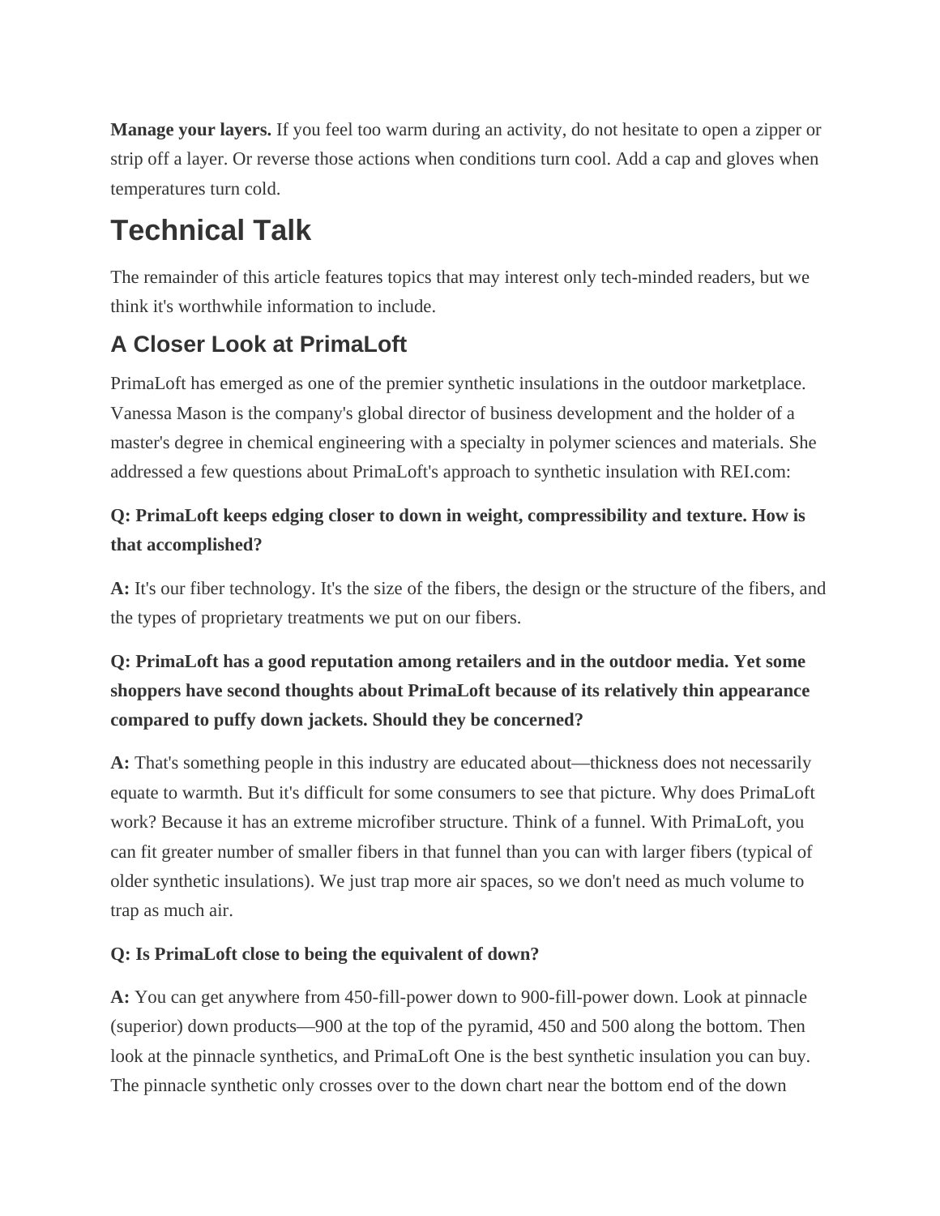**Manage your layers.** If you feel too warm during an activity, do not hesitate to open a zipper or strip off a layer. Or reverse those actions when conditions turn cool. Add a cap and gloves when temperatures turn cold.

# Technical Talk

The remainder of this article features topics that may interest only tech-minded readers, but we think it's worthwhile information to include.

## A Closer Look at PrimaLoft

PrimaLoft has emerged as one of the premier synthetic insulations in the outdoor marketplace. Vanessa Mason is the company's global director of business development and the holder of a master's degree in chemical engineering with a specialty in polymer sciences and materials. She addressed a few questions about PrimaLoft's approach to synthetic insulation with REI.com:

**Q: PrimaLoft keeps edging closer to down in weight, compressibility and texture. How is that accomplished?**

**A:** It's our fiber technology. It's the size of the fibers, the design or the structure of the fibers, and the types of proprietary treatments we put on our fibers.

**Q: PrimaLoft has a good reputation among retailers and in the outdoor media. Yet some shoppers have second thoughts about PrimaLoft because of its relatively thin appearance compared to puffy down jackets. Should they be concerned?**

**A:** That's something people in this industry are educated about—thickness does not necessarily equate to warmth. But it's difficult for some consumers to see that picture. Why does PrimaLoft work? Because it has an extreme microfiber structure. Think of a funnel. With PrimaLoft, you can fit greater number of smaller fibers in that funnel than you can with larger fibers (typical of older synthetic insulations). We just trap more air spaces, so we don't need as much volume to trap as much air.

**Q: Is PrimaLoft close to being the equivalent of down?**

**A:** You can get anywhere from 450-fill-power down to 900-fill-power down. Look at pinnacle (superior) down products—900 at the top of the pyramid, 450 and 500 along the bottom. Then look at the pinnacle synthetics, and PrimaLoft One is the best synthetic insulation you can buy. The pinnacle synthetic only crosses over to the down chart near the bottom end of the down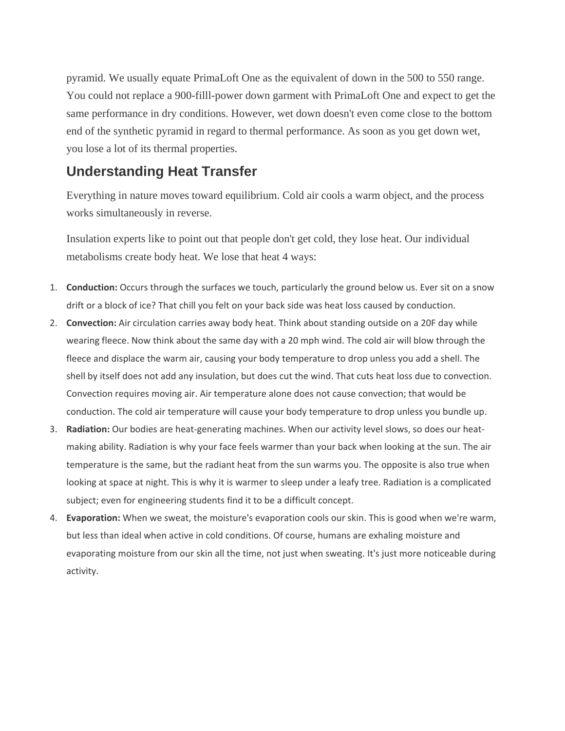pyramid. We usually equate PrimaLoft One as the equivalent of down in the 500 to 550 range. You could not replace a 900-filll-power down garment with PrimaLoft One and expect to get the same performance in dry conditions. However, wet down doesn't even come close to the bottom end of the synthetic pyramid in regard to thermal performance. As soon as you get down wet, you lose a lot of its thermal properties.

## Understanding Heat Transfer

Everything in nature moves toward equilibrium. Cold air cools a warm object, and the process works simultaneously in reverse.

Insulation experts like to point out that people don't get cold, they lose heat. Our individual metabolisms create body heat. We lose that heat 4 ways:

1. **Conduction:** Occurs through the surfaces we touch, particularly the ground below us. Ever sit on a snow drift or a block of ice? That chill you felt on your back side was heat loss caused by conduction.
2. **Convection:** Air circulation carries away body heat. Think about standing outside on a 20F day while wearing fleece. Now think about the same day with a 20 mph wind. The cold air will blow through the fleece and displace the warm air, causing your body temperature to drop unless you add a shell. The shell by itself does not add any insulation, but does cut the wind. That cuts heat loss due to convection. Convection requires moving air. Air temperature alone does not cause convection; that would be conduction. The cold air temperature will cause your body temperature to drop unless you bundle up.
3. **Radiation:** Our bodies are heat-generating machines. When our activity level slows, so does our heat-making ability. Radiation is why your face feels warmer than your back when looking at the sun. The air temperature is the same, but the radiant heat from the sun warms you. The opposite is also true when looking at space at night. This is why it is warmer to sleep under a leafy tree. Radiation is a complicated subject; even for engineering students find it to be a difficult concept.
4. **Evaporation:** When we sweat, the moisture's evaporation cools our skin. This is good when we're warm, but less than ideal when active in cold conditions. Of course, humans are exhaling moisture and evaporating moisture from our skin all the time, not just when sweating. It's just more noticeable during activity.